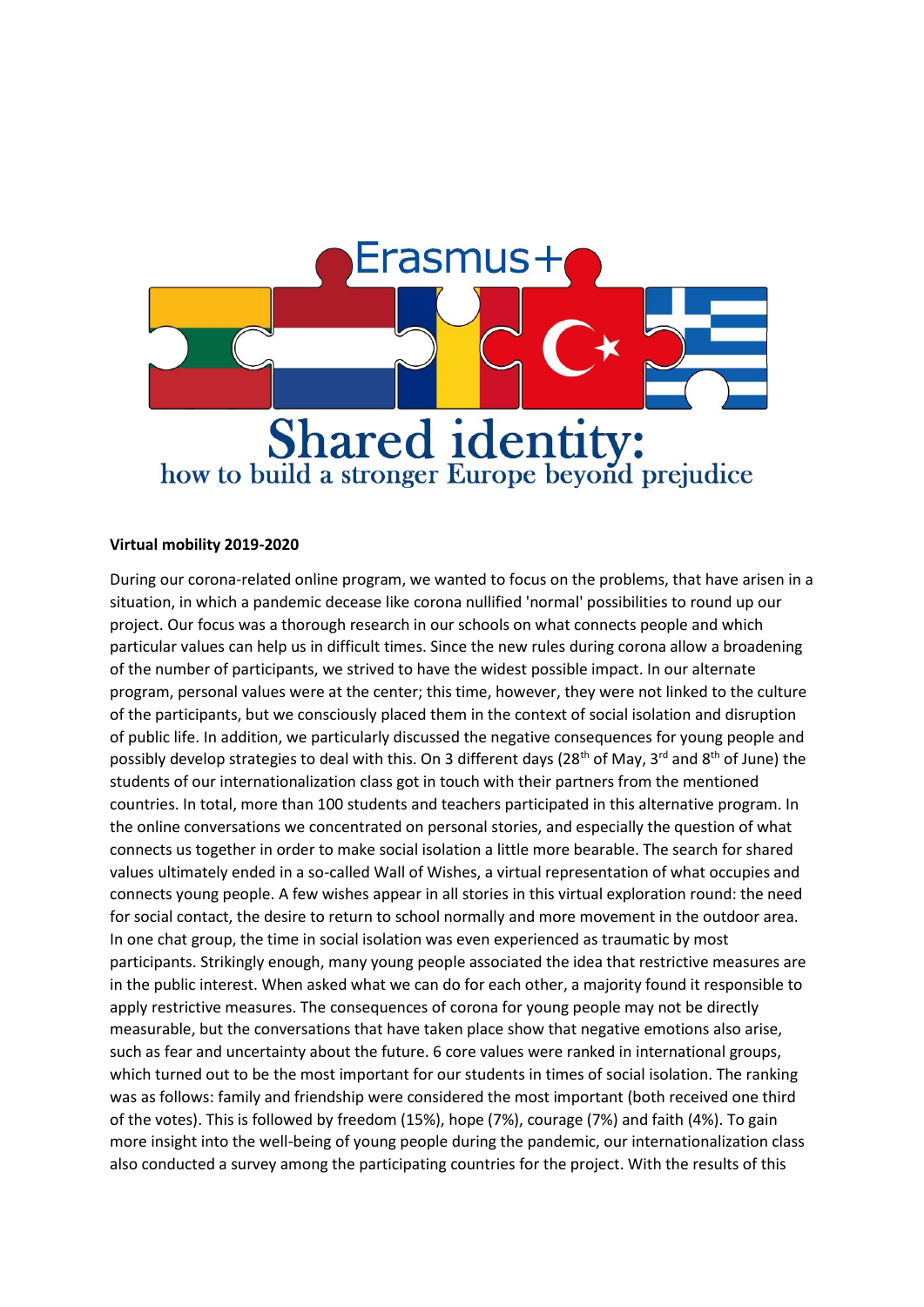Erasmus+

# Shared identity:
## how to build a stronger Europe beyond prejudice

**Virtual mobility 2019-2020**

During our corona-related online program, we wanted to focus on the problems, that have arisen in a situation, in which a pandemic decease like corona nullified 'normal' possibilities to round up our project. Our focus was a thorough research in our schools on what connects people and which particular values can help us in difficult times. Since the new rules during corona allow a broadening of the number of participants, we strived to have the widest possible impact. In our alternate program, personal values were at the center; this time, however, they were not linked to the culture of the participants, but we consciously placed them in the context of social isolation and disruption of public life. In addition, we particularly discussed the negative consequences for young people and possibly develop strategies to deal with this. On 3 different days (28th of May, 3rd and 8th of June) the students of our internationalization class got in touch with their partners from the mentioned countries. In total, more than 100 students and teachers participated in this alternative program. In the online conversations we concentrated on personal stories, and especially the question of what connects us together in order to make social isolation a little more bearable. The search for shared values ultimately ended in a so-called Wall of Wishes, a virtual representation of what occupies and connects young people. A few wishes appear in all stories in this virtual exploration round: the need for social contact, the desire to return to school normally and more movement in the outdoor area. In one chat group, the time in social isolation was even experienced as traumatic by most participants. Strikingly enough, many young people associated the idea that restrictive measures are in the public interest. When asked what we can do for each other, a majority found it responsible to apply restrictive measures. The consequences of corona for young people may not be directly measurable, but the conversations that have taken place show that negative emotions also arise, such as fear and uncertainty about the future. 6 core values were ranked in international groups, which turned out to be the most important for our students in times of social isolation. The ranking was as follows: family and friendship were considered the most important (both received one third of the votes). This is followed by freedom (15%), hope (7%), courage (7%) and faith (4%). To gain more insight into the well-being of young people during the pandemic, our internationalization class also conducted a survey among the participating countries for the project. With the results of this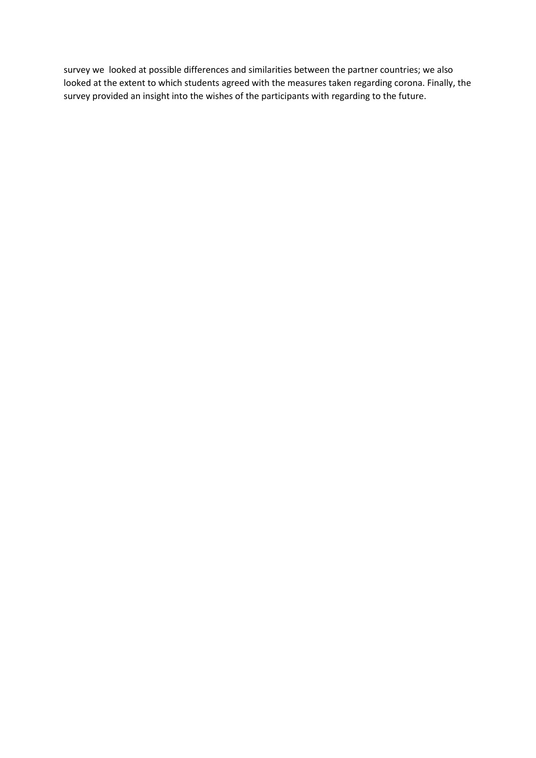survey we looked at possible differences and similarities between the partner countries; we also looked at the extent to which students agreed with the measures taken regarding corona. Finally, the survey provided an insight into the wishes of the participants with regarding to the future.